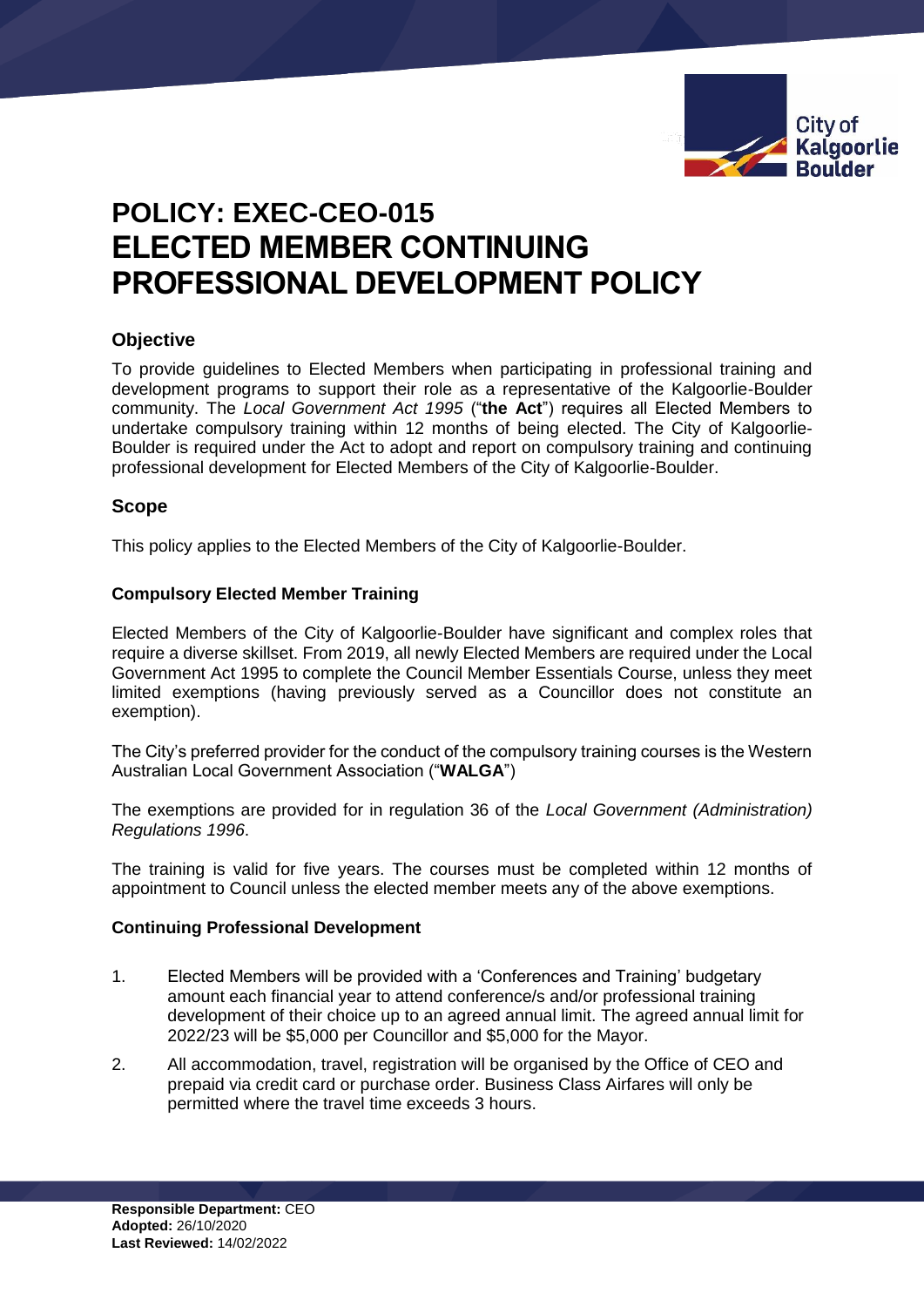# POLICY: EXEC-CEO-015 ELECTED MEMBER CONTINUING PROFESSIONAL DEVELOPMENT POLICY

## Objective

To provide guidelines to Elected Members when participating in professional training and development programs to support their role as a representative of the Kalgoorlie-Boulder community. The *Local Government Act 1995* ("**the Act**") requires all Elected Members to undertake compulsory training within 12 months of being elected. The City of Kalgoorlie-Boulder is required under the Act to adopt and report on compulsory training and continuing professional development for Elected Members of the City of Kalgoorlie-Boulder.

## Scope

This policy applies to the Elected Members of the City of Kalgoorlie-Boulder.

### Compulsory Elected Member Training

Elected Members of the City of Kalgoorlie-Boulder have significant and complex roles that require a diverse skillset. From 2019, all newly Elected Members are required under the Local Government Act 1995 to complete the Council Member Essentials Course, unless they meet limited exemptions (having previously served as a Councillor does not constitute an exemption).

The City's preferred provider for the conduct of the compulsory training courses is the Western Australian Local Government Association ("**WALGA**")

The exemptions are provided for in regulation 36 of the *Local Government (Administration) Regulations 1996*.

The training is valid for five years. The courses must be completed within 12 months of appointment to Council unless the elected member meets any of the above exemptions.

### Continuing Professional Development

1. Elected Members will be provided with a 'Conferences and Training' budgetary amount each financial year to attend conference/s and/or professional training development of their choice up to an agreed annual limit. The agreed annual limit for 2022/23 will be $5,000 per Councillor and $5,000 for the Mayor.
2. All accommodation, travel, registration will be organised by the Office of CEO and prepaid via credit card or purchase order. Business Class Airfares will only be permitted where the travel time exceeds 3 hours.

**Responsible Department:** CEO
**Adopted:** 26/10/2020
**Last Reviewed:** 14/02/2022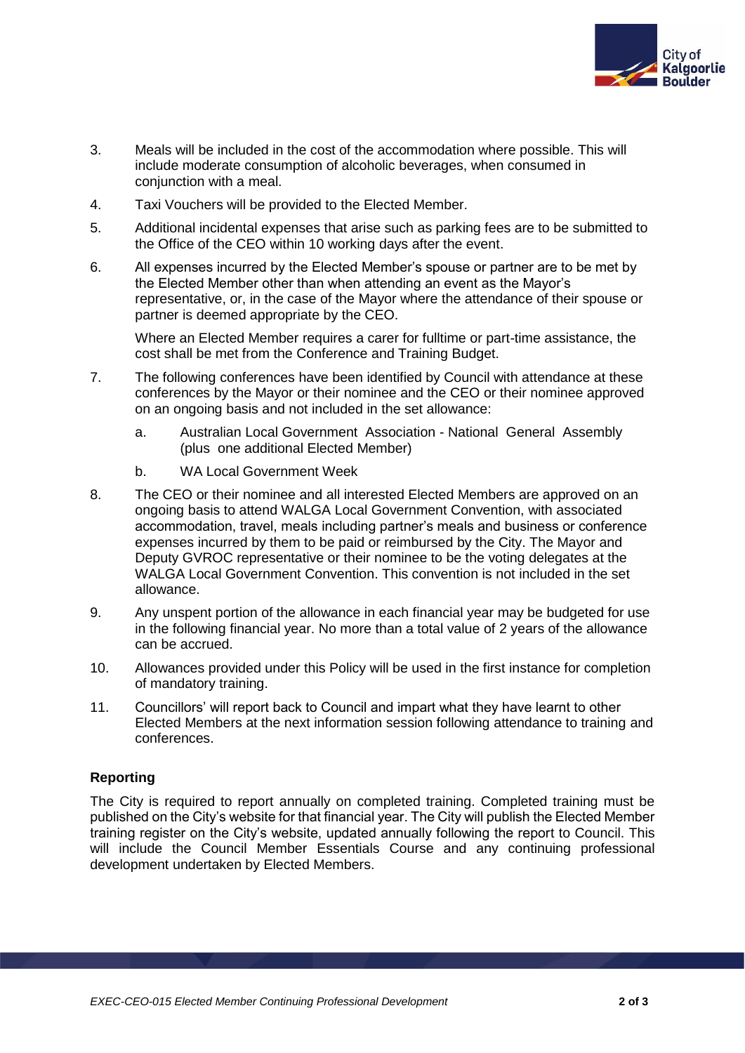3. Meals will be included in the cost of the accommodation where possible. This will include moderate consumption of alcoholic beverages, when consumed in conjunction with a meal.

4. Taxi Vouchers will be provided to the Elected Member.

5. Additional incidental expenses that arise such as parking fees are to be submitted to the Office of the CEO within 10 working days after the event.

6. All expenses incurred by the Elected Member's spouse or partner are to be met by the Elected Member other than when attending an event as the Mayor's representative, or, in the case of the Mayor where the attendance of their spouse or partner is deemed appropriate by the CEO.

   Where an Elected Member requires a carer for fulltime or part-time assistance, the cost shall be met from the Conference and Training Budget.

7. The following conferences have been identified by Council with attendance at these conferences by the Mayor or their nominee and the CEO or their nominee approved on an ongoing basis and not included in the set allowance:

   a. Australian Local Government Association - National General Assembly (plus one additional Elected Member)

   b. WA Local Government Week

8. The CEO or their nominee and all interested Elected Members are approved on an ongoing basis to attend WALGA Local Government Convention, with associated accommodation, travel, meals including partner's meals and business or conference expenses incurred by them to be paid or reimbursed by the City. The Mayor and Deputy GVROC representative or their nominee to be the voting delegates at the WALGA Local Government Convention. This convention is not included in the set allowance.

9. Any unspent portion of the allowance in each financial year may be budgeted for use in the following financial year. No more than a total value of 2 years of the allowance can be accrued.

10. Allowances provided under this Policy will be used in the first instance for completion of mandatory training.

11. Councillors' will report back to Council and impart what they have learnt to other Elected Members at the next information session following attendance to training and conferences.

**Reporting**

The City is required to report annually on completed training. Completed training must be published on the City's website for that financial year. The City will publish the Elected Member training register on the City's website, updated annually following the report to Council. This will include the Council Member Essentials Course and any continuing professional development undertaken by Elected Members.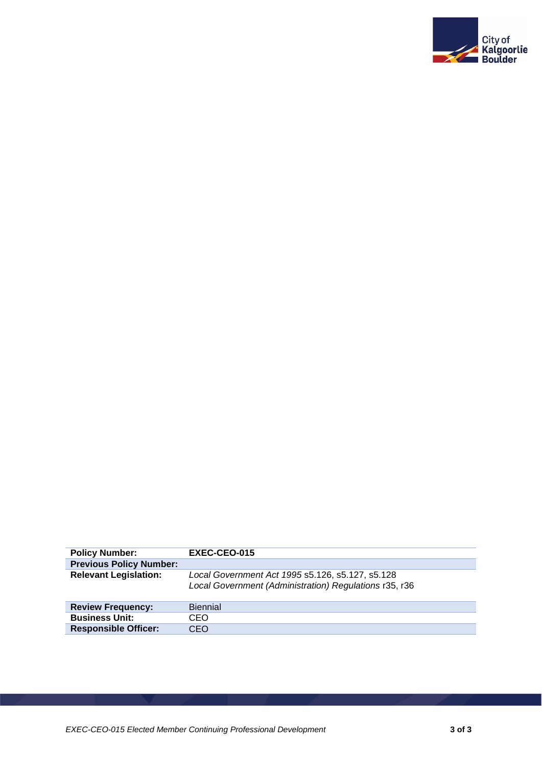| | |
|---|---|
| **Policy Number:** | **EXEC-CEO-015** |
| **Previous Policy Number:** | |
| **Relevant Legislation:** | *Local Government Act 1995* s5.126, s5.127, s5.128<br>*Local Government (Administration) Regulations* r35, r36 |
| **Review Frequency:** | Biennial |
| **Business Unit:** | CEO |
| **Responsible Officer:** | CEO |